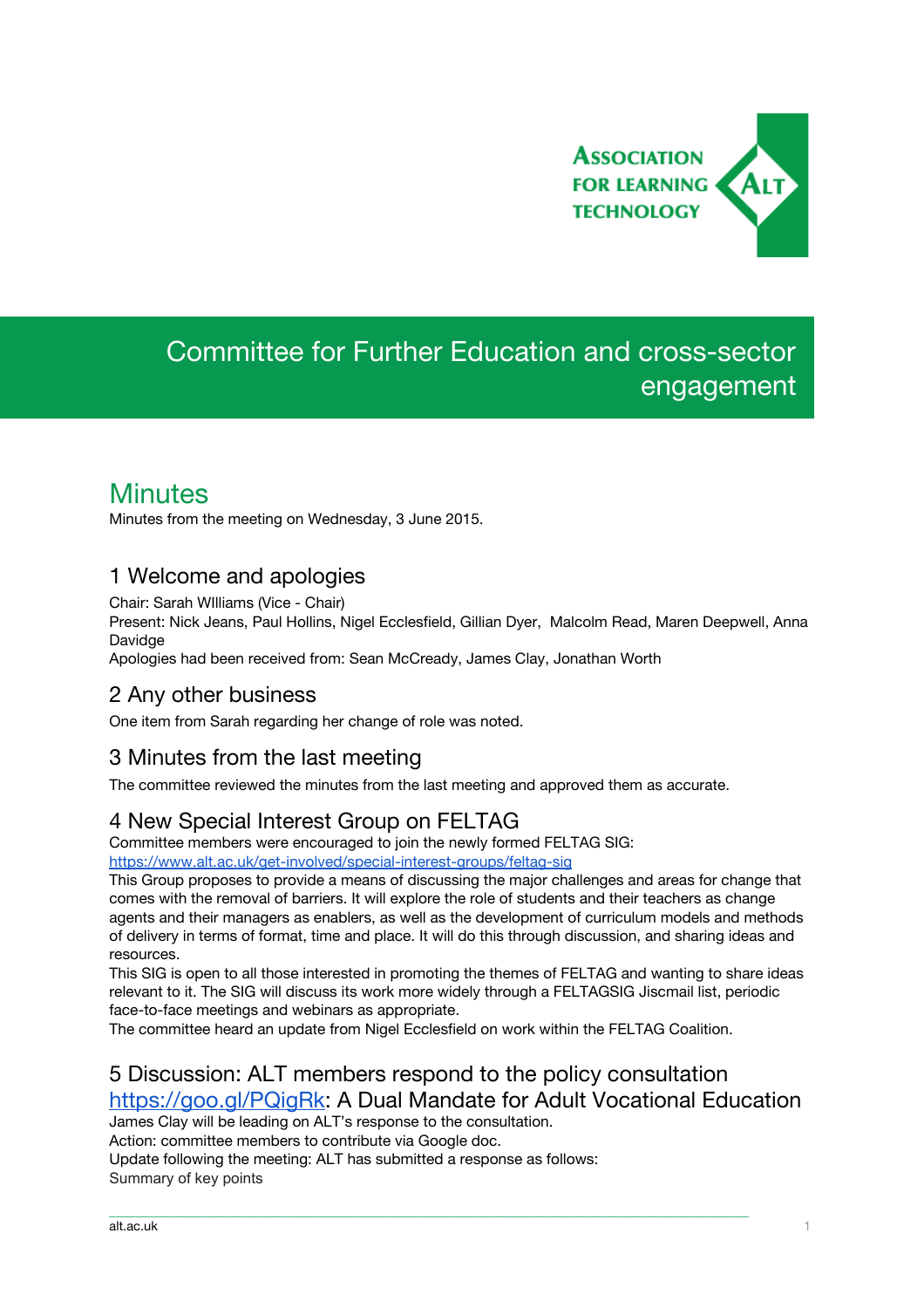ASSOCIATION FOR LEARNING TECHNOLOGY

# Committee for Further Education and cross-sector engagement

## Minutes

Minutes from the meeting on Wednesday, 3 June 2015.

### 1 Welcome and apologies

Chair: Sarah WIlliams (Vice - Chair)
Present: Nick Jeans, Paul Hollins, Nigel Ecclesfield, Gillian Dyer, Malcolm Read, Maren Deepwell, Anna Davidge
Apologies had been received from: Sean McCready, James Clay, Jonathan Worth

### 2 Any other business

One item from Sarah regarding her change of role was noted.

### 3 Minutes from the last meeting

The committee reviewed the minutes from the last meeting and approved them as accurate.

### 4 New Special Interest Group on FELTAG

Committee members were encouraged to join the newly formed FELTAG SIG:
[https://www.alt.ac.uk/get-involved/special-interest-groups/feltag-sig](https://www.alt.ac.uk/get-involved/special-interest-groups/feltag-sig)
This Group proposes to provide a means of discussing the major challenges and areas for change that comes with the removal of barriers. It will explore the role of students and their teachers as change agents and their managers as enablers, as well as the development of curriculum models and methods of delivery in terms of format, time and place. It will do this through discussion, and sharing ideas and resources.
This SIG is open to all those interested in promoting the themes of FELTAG and wanting to share ideas relevant to it. The SIG will discuss its work more widely through a FELTAGSIG Jiscmail list, periodic face-to-face meetings and webinars as appropriate.
The committee heard an update from Nigel Ecclesfield on work within the FELTAG Coalition.

### 5 Discussion: ALT members respond to the policy consultation [https://goo.gl/PQigRk](https://goo.gl/PQigRk): A Dual Mandate for Adult Vocational Education

James Clay will be leading on ALT's response to the consultation.
Action: committee members to contribute via Google doc.
Update following the meeting: ALT has submitted a response as follows:
Summary of key points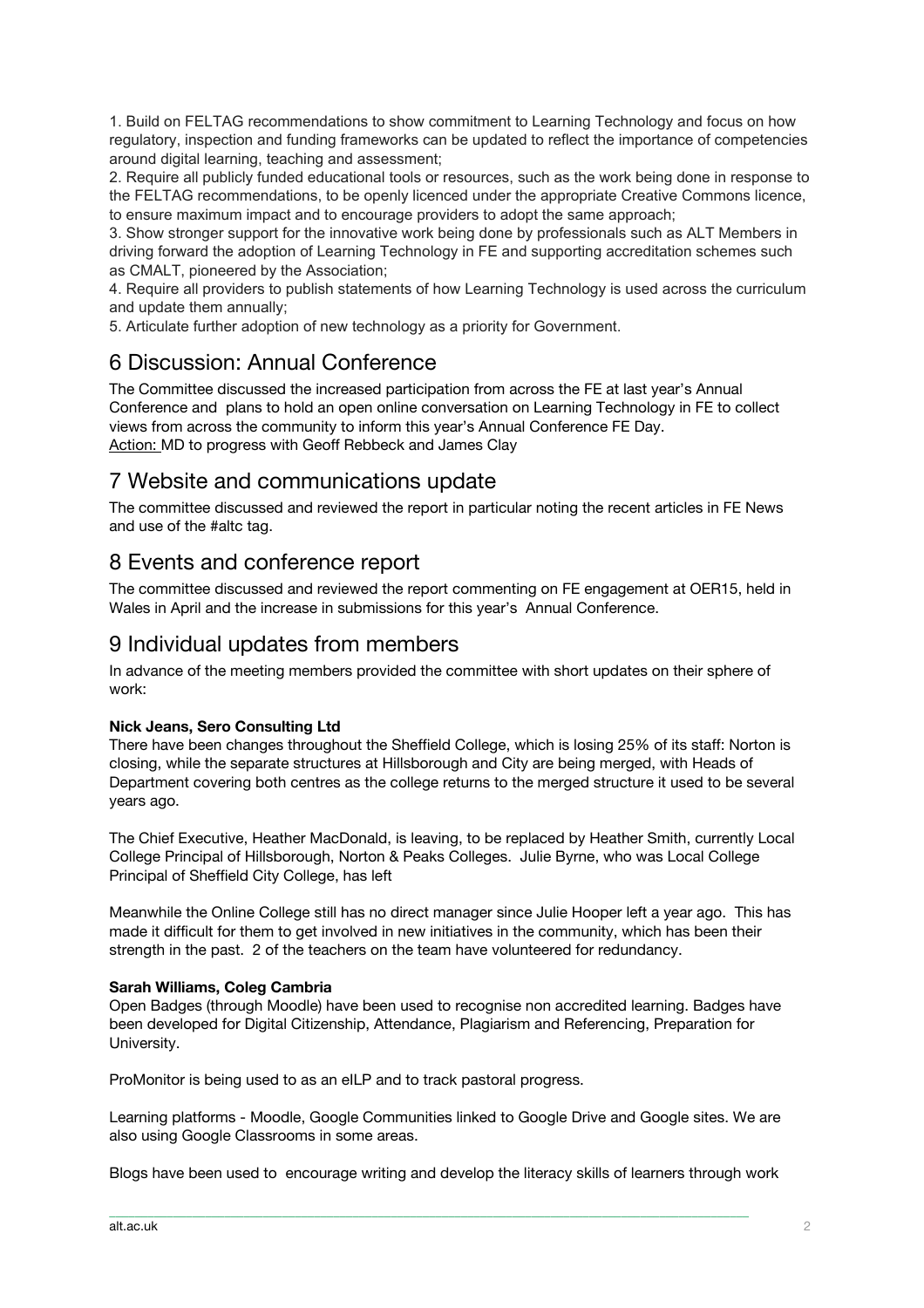1. Build on FELTAG recommendations to show commitment to Learning Technology and focus on how regulatory, inspection and funding frameworks can be updated to reflect the importance of competencies around digital learning, teaching and assessment;
2. Require all publicly funded educational tools or resources, such as the work being done in response to the FELTAG recommendations, to be openly licenced under the appropriate Creative Commons licence, to ensure maximum impact and to encourage providers to adopt the same approach;
3. Show stronger support for the innovative work being done by professionals such as ALT Members in driving forward the adoption of Learning Technology in FE and supporting accreditation schemes such as CMALT, pioneered by the Association;
4. Require all providers to publish statements of how Learning Technology is used across the curriculum and update them annually;
5. Articulate further adoption of new technology as a priority for Government.

## 6 Discussion: Annual Conference

The Committee discussed the increased participation from across the FE at last year's Annual Conference and plans to hold an open online conversation on Learning Technology in FE to collect views from across the community to inform this year's Annual Conference FE Day.
Action: MD to progress with Geoff Rebbeck and James Clay

## 7 Website and communications update

The committee discussed and reviewed the report in particular noting the recent articles in FE News and use of the #altc tag.

## 8 Events and conference report

The committee discussed and reviewed the report commenting on FE engagement at OER15, held in Wales in April and the increase in submissions for this year's Annual Conference.

## 9 Individual updates from members

In advance of the meeting members provided the committee with short updates on their sphere of work:

**Nick Jeans, Sero Consulting Ltd**

There have been changes throughout the Sheffield College, which is losing 25% of its staff: Norton is closing, while the separate structures at Hillsborough and City are being merged, with Heads of Department covering both centres as the college returns to the merged structure it used to be several years ago.

The Chief Executive, Heather MacDonald, is leaving, to be replaced by Heather Smith, currently Local College Principal of Hillsborough, Norton & Peaks Colleges. Julie Byrne, who was Local College Principal of Sheffield City College, has left

Meanwhile the Online College still has no direct manager since Julie Hooper left a year ago. This has made it difficult for them to get involved in new initiatives in the community, which has been their strength in the past. 2 of the teachers on the team have volunteered for redundancy.

**Sarah Williams, Coleg Cambria**

Open Badges (through Moodle) have been used to recognise non accredited learning. Badges have been developed for Digital Citizenship, Attendance, Plagiarism and Referencing, Preparation for University.

ProMonitor is being used to as an eILP and to track pastoral progress.

Learning platforms - Moodle, Google Communities linked to Google Drive and Google sites. We are also using Google Classrooms in some areas.

Blogs have been used to encourage writing and develop the literacy skills of learners through work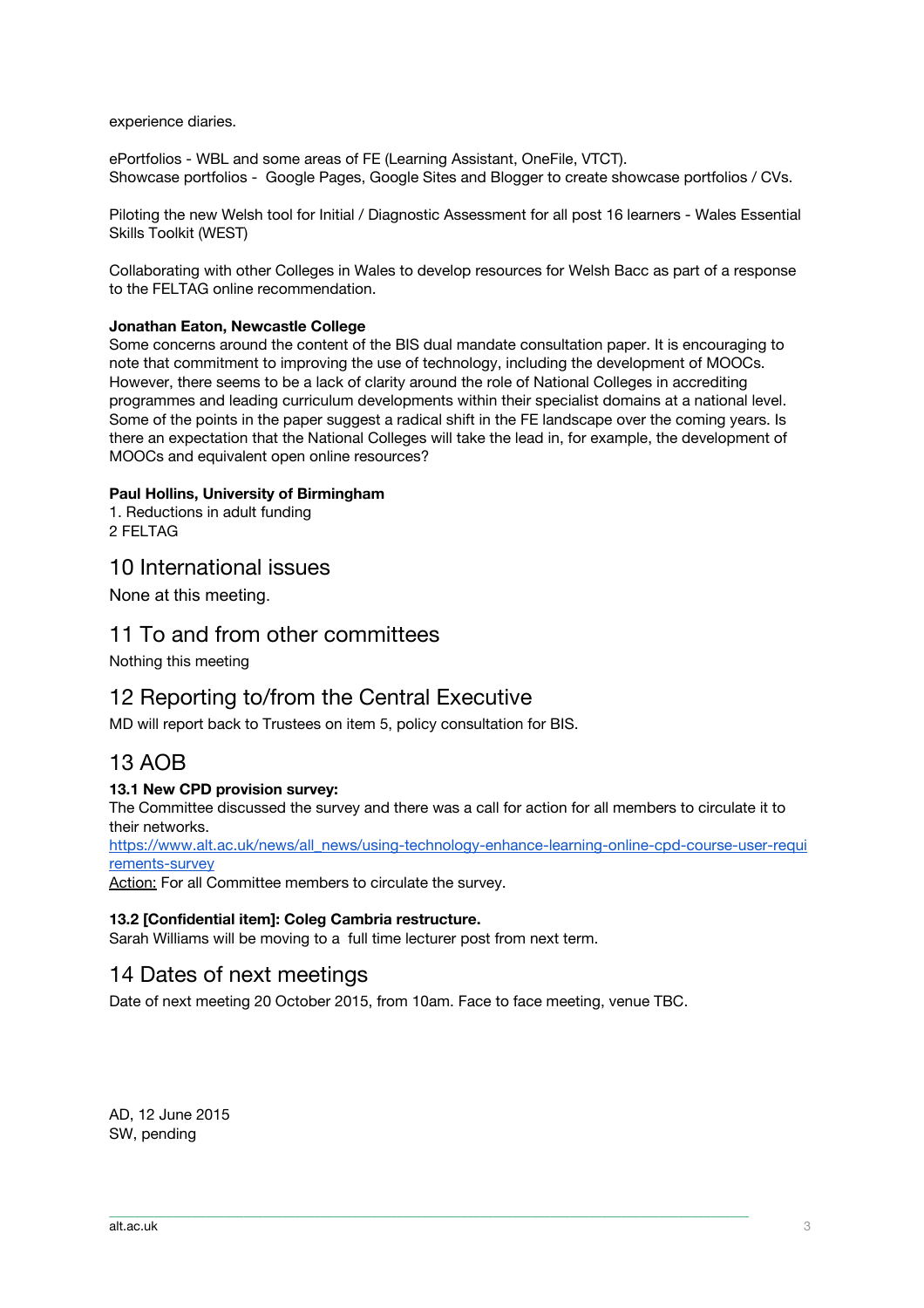experience diaries.

ePortfolios - WBL and some areas of FE (Learning Assistant, OneFile, VTCT).
Showcase portfolios - Google Pages, Google Sites and Blogger to create showcase portfolios / CVs.

Piloting the new Welsh tool for Initial / Diagnostic Assessment for all post 16 learners - Wales Essential Skills Toolkit (WEST)

Collaborating with other Colleges in Wales to develop resources for Welsh Bacc as part of a response to the FELTAG online recommendation.

**Jonathan Eaton, Newcastle College**
Some concerns around the content of the BIS dual mandate consultation paper. It is encouraging to note that commitment to improving the use of technology, including the development of MOOCs. However, there seems to be a lack of clarity around the role of National Colleges in accrediting programmes and leading curriculum developments within their specialist domains at a national level. Some of the points in the paper suggest a radical shift in the FE landscape over the coming years. Is there an expectation that the National Colleges will take the lead in, for example, the development of MOOCs and equivalent open online resources?

**Paul Hollins, University of Birmingham**
1. Reductions in adult funding
2 FELTAG

## 10 International issues

None at this meeting.

## 11 To and from other committees

Nothing this meeting

## 12 Reporting to/from the Central Executive

MD will report back to Trustees on item 5, policy consultation for BIS.

## 13 AOB

**13.1 New CPD provision survey:**
The Committee discussed the survey and there was a call for action for all members to circulate it to their networks.
https://www.alt.ac.uk/news/all_news/using-technology-enhance-learning-online-cpd-course-user-requirements-survey
Action: For all Committee members to circulate the survey.

**13.2 [Confidential item]: Coleg Cambria restructure.**
Sarah Williams will be moving to a full time lecturer post from next term.

## 14 Dates of next meetings

Date of next meeting 20 October 2015, from 10am. Face to face meeting, venue TBC.

AD, 12 June 2015
SW, pending